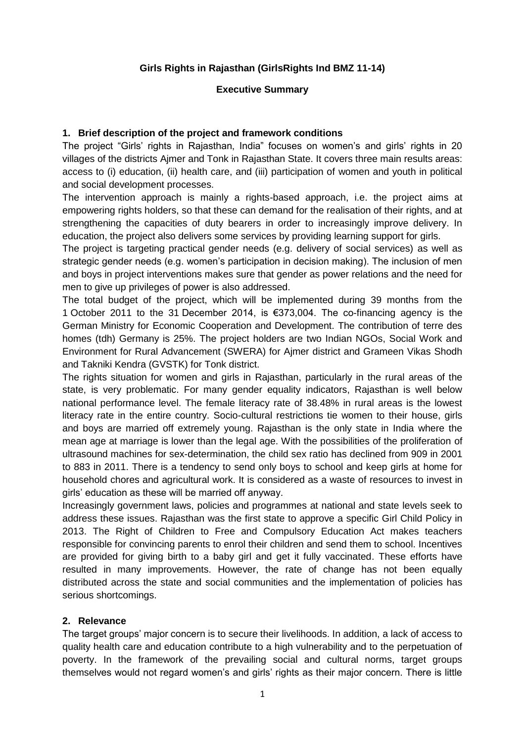# Girls Rights in Rajasthan (GirlsRights Ind BMZ 11-14)

## Executive Summary

### 1. Brief description of the project and framework conditions

The project "Girls' rights in Rajasthan, India" focuses on women's and girls' rights in 20 villages of the districts Ajmer and Tonk in Rajasthan State. It covers three main results areas: access to (i) education, (ii) health care, and (iii) participation of women and youth in political and social development processes.

The intervention approach is mainly a rights-based approach, i.e. the project aims at empowering rights holders, so that these can demand for the realisation of their rights, and at strengthening the capacities of duty bearers in order to increasingly improve delivery. In education, the project also delivers some services by providing learning support for girls.

The project is targeting practical gender needs (e.g. delivery of social services) as well as strategic gender needs (e.g. women's participation in decision making). The inclusion of men and boys in project interventions makes sure that gender as power relations and the need for men to give up privileges of power is also addressed.

The total budget of the project, which will be implemented during 39 months from the 1 October 2011 to the 31 December 2014, is €373,004. The co-financing agency is the German Ministry for Economic Cooperation and Development. The contribution of terre des homes (tdh) Germany is 25%. The project holders are two Indian NGOs, Social Work and Environment for Rural Advancement (SWERA) for Ajmer district and Grameen Vikas Shodh and Takniki Kendra (GVSTK) for Tonk district.

The rights situation for women and girls in Rajasthan, particularly in the rural areas of the state, is very problematic. For many gender equality indicators, Rajasthan is well below national performance level. The female literacy rate of 38.48% in rural areas is the lowest literacy rate in the entire country. Socio-cultural restrictions tie women to their house, girls and boys are married off extremely young. Rajasthan is the only state in India where the mean age at marriage is lower than the legal age. With the possibilities of the proliferation of ultrasound machines for sex-determination, the child sex ratio has declined from 909 in 2001 to 883 in 2011. There is a tendency to send only boys to school and keep girls at home for household chores and agricultural work. It is considered as a waste of resources to invest in girls' education as these will be married off anyway.

Increasingly government laws, policies and programmes at national and state levels seek to address these issues. Rajasthan was the first state to approve a specific Girl Child Policy in 2013. The Right of Children to Free and Compulsory Education Act makes teachers responsible for convincing parents to enrol their children and send them to school. Incentives are provided for giving birth to a baby girl and get it fully vaccinated. These efforts have resulted in many improvements. However, the rate of change has not been equally distributed across the state and social communities and the implementation of policies has serious shortcomings.

### 2. Relevance

The target groups' major concern is to secure their livelihoods. In addition, a lack of access to quality health care and education contribute to a high vulnerability and to the perpetuation of poverty. In the framework of the prevailing social and cultural norms, target groups themselves would not regard women's and girls' rights as their major concern. There is little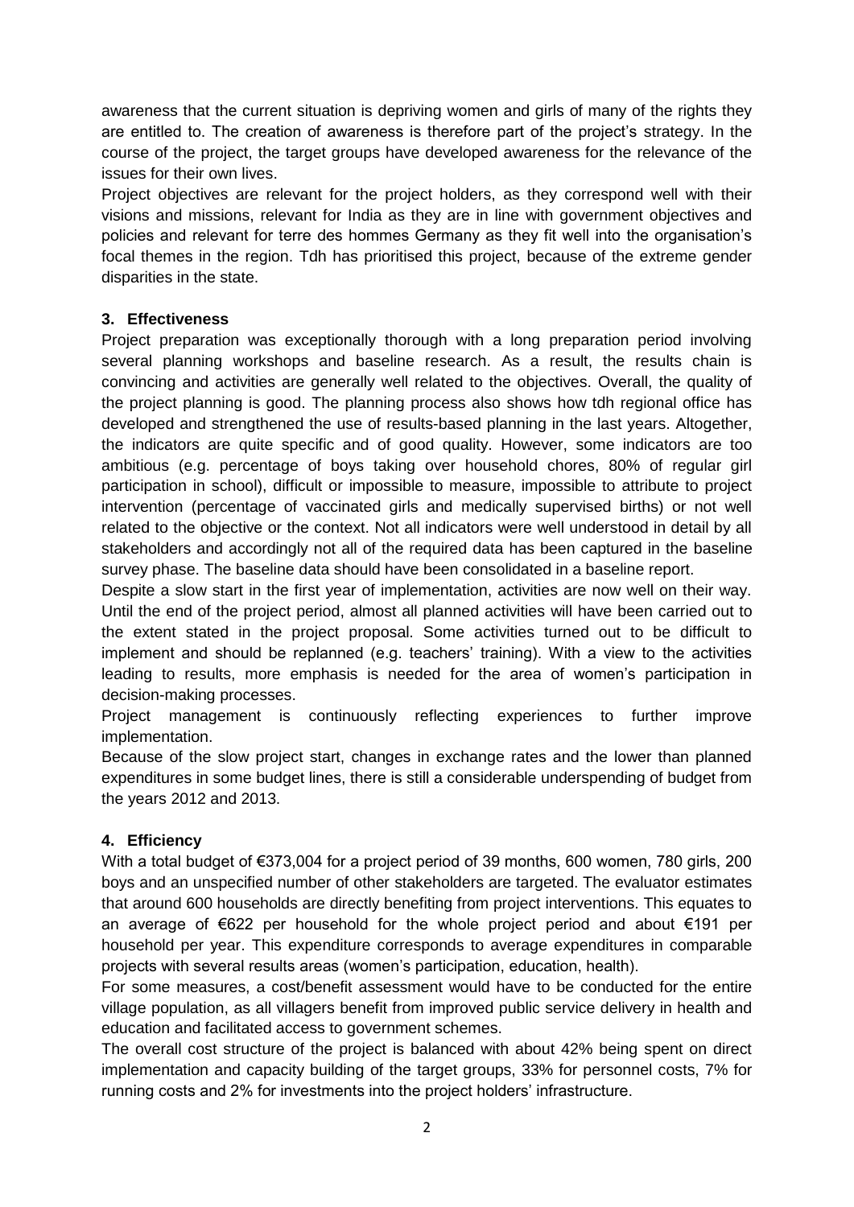awareness that the current situation is depriving women and girls of many of the rights they are entitled to. The creation of awareness is therefore part of the project's strategy. In the course of the project, the target groups have developed awareness for the relevance of the issues for their own lives.

Project objectives are relevant for the project holders, as they correspond well with their visions and missions, relevant for India as they are in line with government objectives and policies and relevant for terre des hommes Germany as they fit well into the organisation's focal themes in the region. Tdh has prioritised this project, because of the extreme gender disparities in the state.

### 3. Effectiveness

Project preparation was exceptionally thorough with a long preparation period involving several planning workshops and baseline research. As a result, the results chain is convincing and activities are generally well related to the objectives. Overall, the quality of the project planning is good. The planning process also shows how tdh regional office has developed and strengthened the use of results-based planning in the last years. Altogether, the indicators are quite specific and of good quality. However, some indicators are too ambitious (e.g. percentage of boys taking over household chores, 80% of regular girl participation in school), difficult or impossible to measure, impossible to attribute to project intervention (percentage of vaccinated girls and medically supervised births) or not well related to the objective or the context. Not all indicators were well understood in detail by all stakeholders and accordingly not all of the required data has been captured in the baseline survey phase. The baseline data should have been consolidated in a baseline report.

Despite a slow start in the first year of implementation, activities are now well on their way. Until the end of the project period, almost all planned activities will have been carried out to the extent stated in the project proposal. Some activities turned out to be difficult to implement and should be replanned (e.g. teachers' training). With a view to the activities leading to results, more emphasis is needed for the area of women's participation in decision-making processes.

Project management is continuously reflecting experiences to further improve implementation.

Because of the slow project start, changes in exchange rates and the lower than planned expenditures in some budget lines, there is still a considerable underspending of budget from the years 2012 and 2013.

### 4. Efficiency

With a total budget of €373,004 for a project period of 39 months, 600 women, 780 girls, 200 boys and an unspecified number of other stakeholders are targeted. The evaluator estimates that around 600 households are directly benefiting from project interventions. This equates to an average of €622 per household for the whole project period and about €191 per household per year. This expenditure corresponds to average expenditures in comparable projects with several results areas (women's participation, education, health).

For some measures, a cost/benefit assessment would have to be conducted for the entire village population, as all villagers benefit from improved public service delivery in health and education and facilitated access to government schemes.

The overall cost structure of the project is balanced with about 42% being spent on direct implementation and capacity building of the target groups, 33% for personnel costs, 7% for running costs and 2% for investments into the project holders' infrastructure.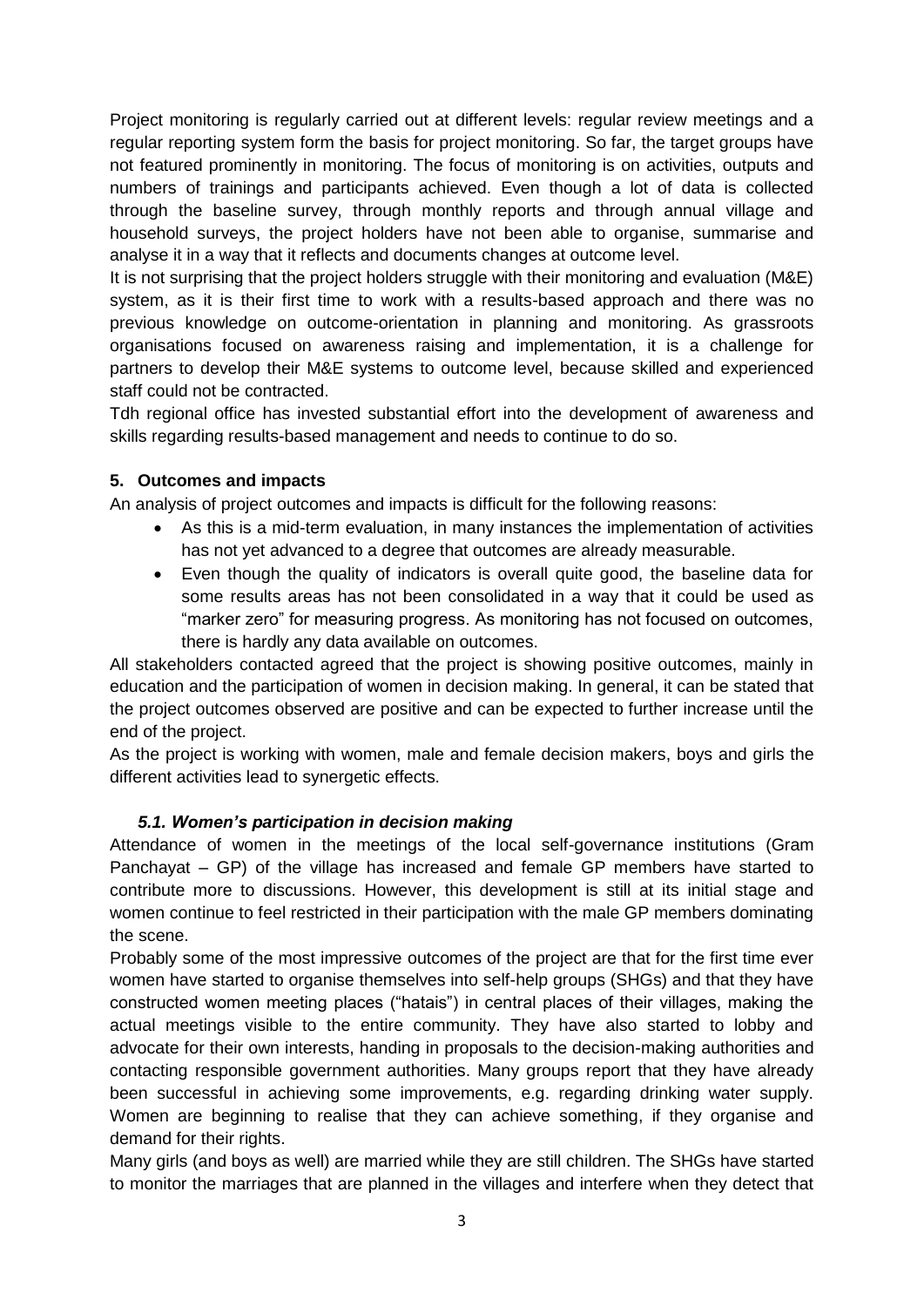Project monitoring is regularly carried out at different levels: regular review meetings and a regular reporting system form the basis for project monitoring. So far, the target groups have not featured prominently in monitoring. The focus of monitoring is on activities, outputs and numbers of trainings and participants achieved. Even though a lot of data is collected through the baseline survey, through monthly reports and through annual village and household surveys, the project holders have not been able to organise, summarise and analyse it in a way that it reflects and documents changes at outcome level.

It is not surprising that the project holders struggle with their monitoring and evaluation (M&E) system, as it is their first time to work with a results-based approach and there was no previous knowledge on outcome-orientation in planning and monitoring. As grassroots organisations focused on awareness raising and implementation, it is a challenge for partners to develop their M&E systems to outcome level, because skilled and experienced staff could not be contracted.

Tdh regional office has invested substantial effort into the development of awareness and skills regarding results-based management and needs to continue to do so.

## 5. Outcomes and impacts

An analysis of project outcomes and impacts is difficult for the following reasons:

- As this is a mid-term evaluation, in many instances the implementation of activities has not yet advanced to a degree that outcomes are already measurable.
- Even though the quality of indicators is overall quite good, the baseline data for some results areas has not been consolidated in a way that it could be used as "marker zero" for measuring progress. As monitoring has not focused on outcomes, there is hardly any data available on outcomes.

All stakeholders contacted agreed that the project is showing positive outcomes, mainly in education and the participation of women in decision making. In general, it can be stated that the project outcomes observed are positive and can be expected to further increase until the end of the project.

As the project is working with women, male and female decision makers, boys and girls the different activities lead to synergetic effects.

### *5.1. Women's participation in decision making*

Attendance of women in the meetings of the local self-governance institutions (Gram Panchayat – GP) of the village has increased and female GP members have started to contribute more to discussions. However, this development is still at its initial stage and women continue to feel restricted in their participation with the male GP members dominating the scene.

Probably some of the most impressive outcomes of the project are that for the first time ever women have started to organise themselves into self-help groups (SHGs) and that they have constructed women meeting places ("hatais") in central places of their villages, making the actual meetings visible to the entire community. They have also started to lobby and advocate for their own interests, handing in proposals to the decision-making authorities and contacting responsible government authorities. Many groups report that they have already been successful in achieving some improvements, e.g. regarding drinking water supply. Women are beginning to realise that they can achieve something, if they organise and demand for their rights.

Many girls (and boys as well) are married while they are still children. The SHGs have started to monitor the marriages that are planned in the villages and interfere when they detect that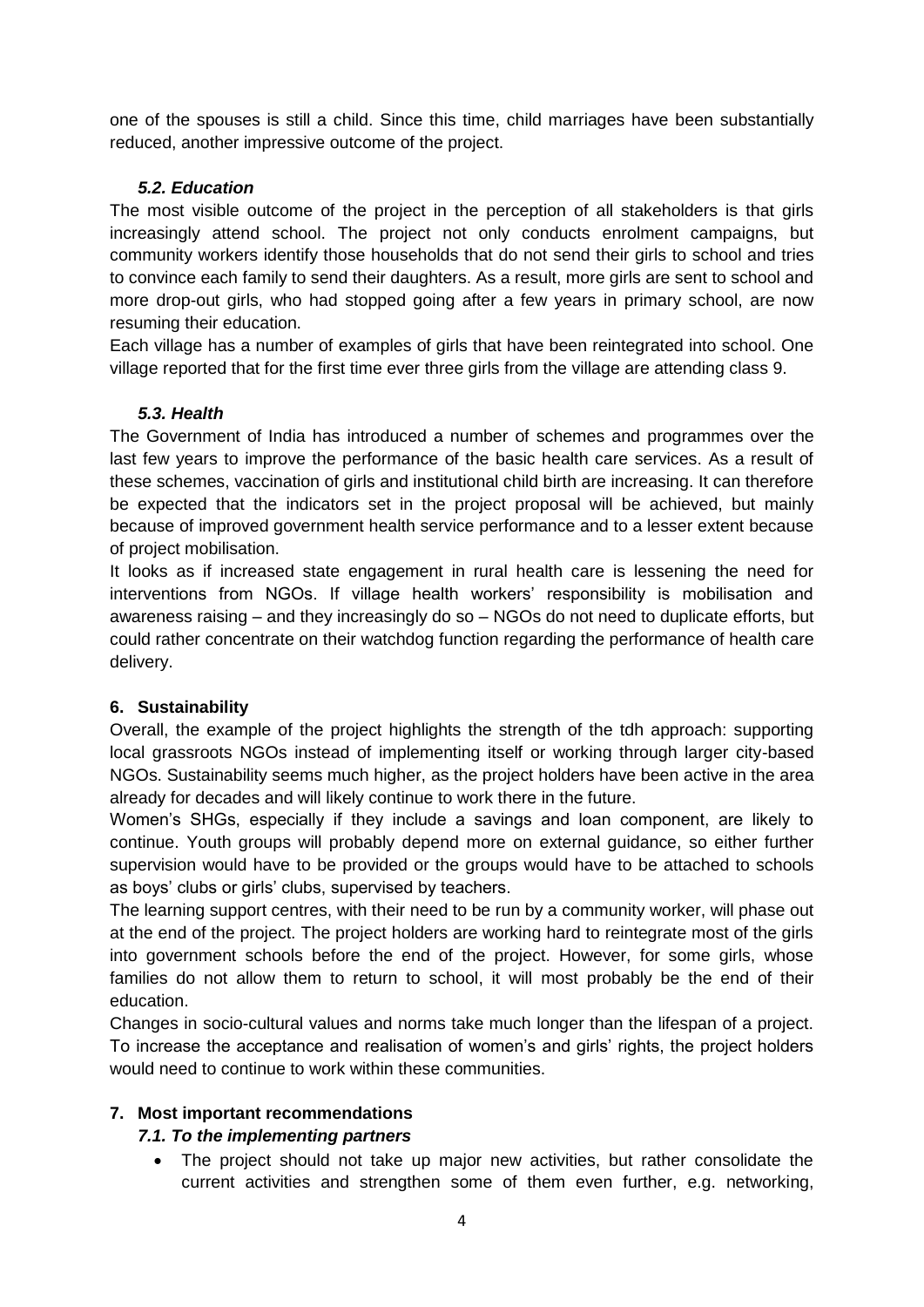one of the spouses is still a child. Since this time, child marriages have been substantially reduced, another impressive outcome of the project.

### *5.2. Education*

The most visible outcome of the project in the perception of all stakeholders is that girls increasingly attend school. The project not only conducts enrolment campaigns, but community workers identify those households that do not send their girls to school and tries to convince each family to send their daughters. As a result, more girls are sent to school and more drop-out girls, who had stopped going after a few years in primary school, are now resuming their education.

Each village has a number of examples of girls that have been reintegrated into school. One village reported that for the first time ever three girls from the village are attending class 9.

### *5.3. Health*

The Government of India has introduced a number of schemes and programmes over the last few years to improve the performance of the basic health care services. As a result of these schemes, vaccination of girls and institutional child birth are increasing. It can therefore be expected that the indicators set in the project proposal will be achieved, but mainly because of improved government health service performance and to a lesser extent because of project mobilisation.

It looks as if increased state engagement in rural health care is lessening the need for interventions from NGOs. If village health workers' responsibility is mobilisation and awareness raising – and they increasingly do so – NGOs do not need to duplicate efforts, but could rather concentrate on their watchdog function regarding the performance of health care delivery.

## 6. Sustainability

Overall, the example of the project highlights the strength of the tdh approach: supporting local grassroots NGOs instead of implementing itself or working through larger city-based NGOs. Sustainability seems much higher, as the project holders have been active in the area already for decades and will likely continue to work there in the future.

Women's SHGs, especially if they include a savings and loan component, are likely to continue. Youth groups will probably depend more on external guidance, so either further supervision would have to be provided or the groups would have to be attached to schools as boys' clubs or girls' clubs, supervised by teachers.

The learning support centres, with their need to be run by a community worker, will phase out at the end of the project. The project holders are working hard to reintegrate most of the girls into government schools before the end of the project. However, for some girls, whose families do not allow them to return to school, it will most probably be the end of their education.

Changes in socio-cultural values and norms take much longer than the lifespan of a project. To increase the acceptance and realisation of women's and girls' rights, the project holders would need to continue to work within these communities.

## 7. Most important recommendations

### *7.1. To the implementing partners*

- The project should not take up major new activities, but rather consolidate the current activities and strengthen some of them even further, e.g. networking,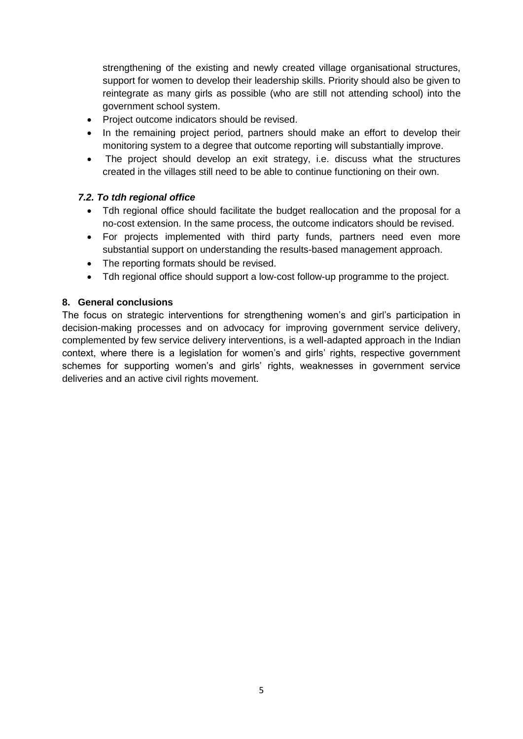strengthening of the existing and newly created village organisational structures, support for women to develop their leadership skills. Priority should also be given to reintegrate as many girls as possible (who are still not attending school) into the government school system.

- Project outcome indicators should be revised.
- In the remaining project period, partners should make an effort to develop their monitoring system to a degree that outcome reporting will substantially improve.
- The project should develop an exit strategy, i.e. discuss what the structures created in the villages still need to be able to continue functioning on their own.

### *7.2. To tdh regional office*

- Tdh regional office should facilitate the budget reallocation and the proposal for a no-cost extension. In the same process, the outcome indicators should be revised.
- For projects implemented with third party funds, partners need even more substantial support on understanding the results-based management approach.
- The reporting formats should be revised.
- Tdh regional office should support a low-cost follow-up programme to the project.

## 8. General conclusions

The focus on strategic interventions for strengthening women's and girl's participation in decision-making processes and on advocacy for improving government service delivery, complemented by few service delivery interventions, is a well-adapted approach in the Indian context, where there is a legislation for women's and girls' rights, respective government schemes for supporting women's and girls' rights, weaknesses in government service deliveries and an active civil rights movement.